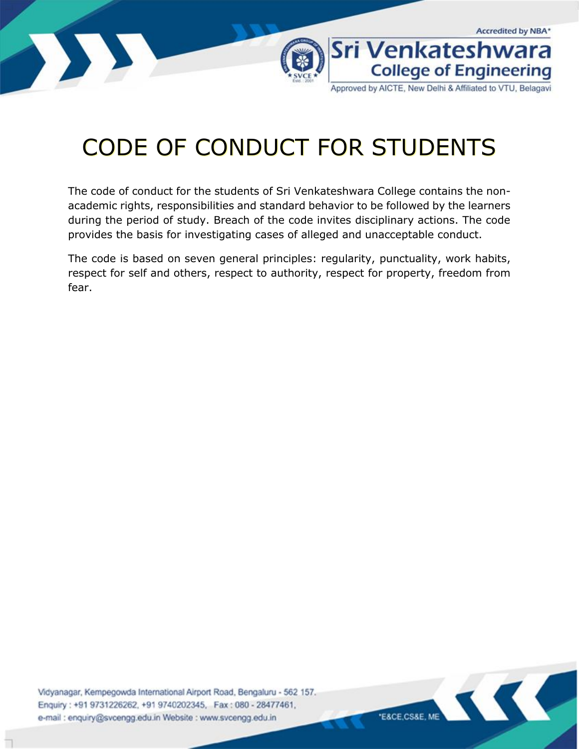# CODE OF CONDUCT FOR STUDENTS

The code of conduct for the students of Sri Venkateshwara College contains the non-academic rights, responsibilities and standard behavior to be followed by the learners during the period of study. Breach of the code invites disciplinary actions. The code provides the basis for investigating cases of alleged and unacceptable conduct.

The code is based on seven general principles: regularity, punctuality, work habits, respect for self and others, respect to authority, respect for property, freedom from fear.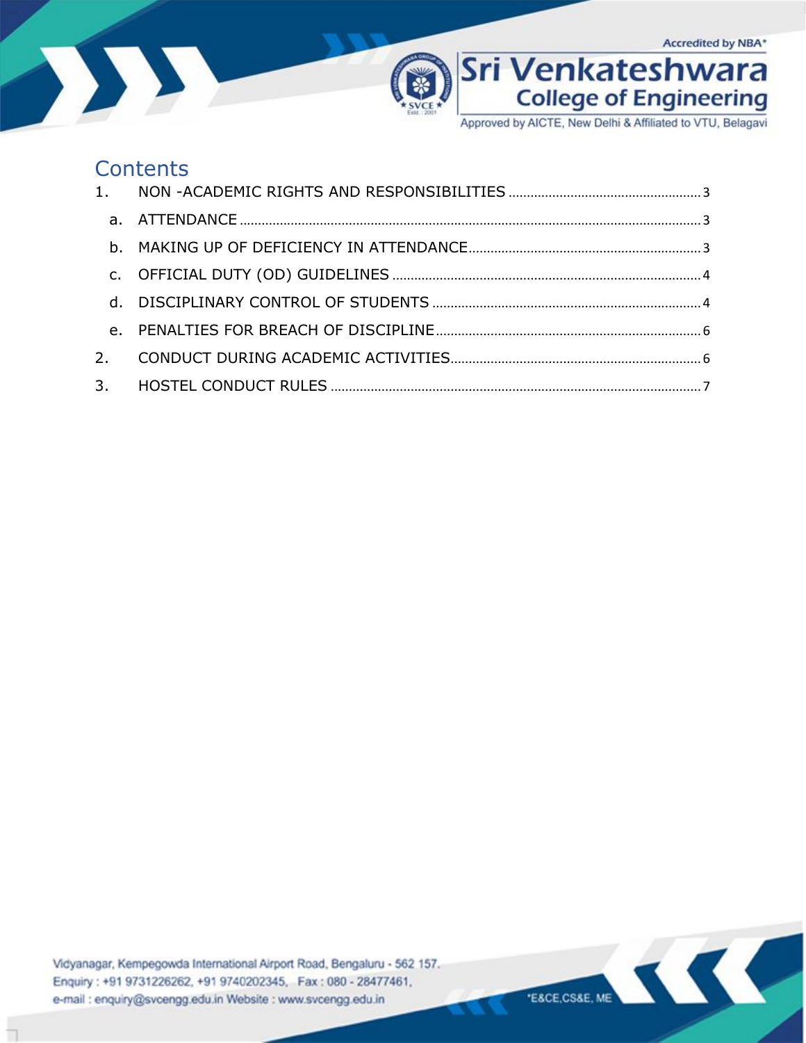# Contents

1. NON -ACADEMIC RIGHTS AND RESPONSIBILITIES ..... 3
   - a. ATTENDANCE ..... 3
   - b. MAKING UP OF DEFICIENCY IN ATTENDANCE ..... 3
   - c. OFFICIAL DUTY (OD) GUIDELINES ..... 4
   - d. DISCIPLINARY CONTROL OF STUDENTS ..... 4
   - e. PENALTIES FOR BREACH OF DISCIPLINE ..... 6
2. CONDUCT DURING ACADEMIC ACTIVITIES ..... 6
3. HOSTEL CONDUCT RULES ..... 7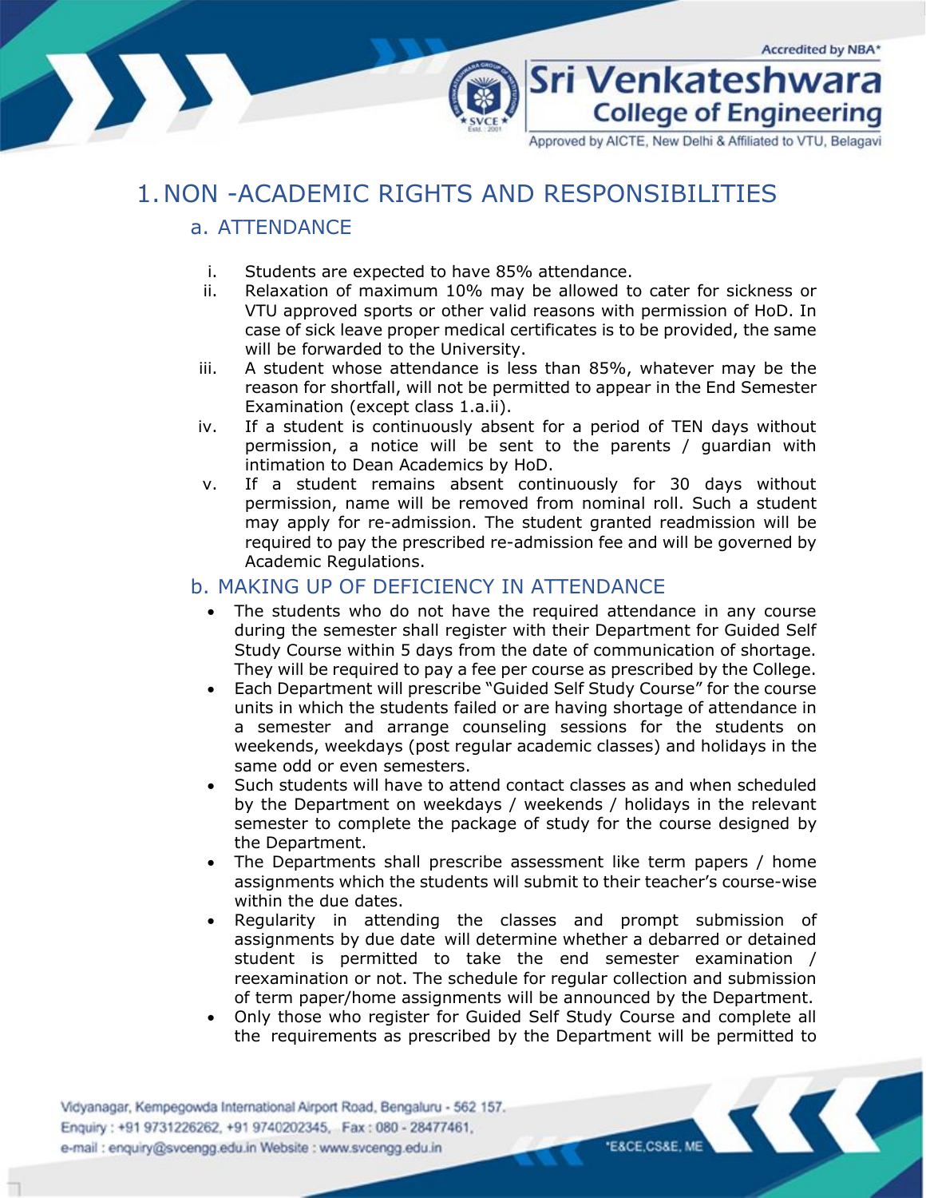# 1. NON -ACADEMIC RIGHTS AND RESPONSIBILITIES

## a. ATTENDANCE

i. Students are expected to have 85% attendance.

ii. Relaxation of maximum 10% may be allowed to cater for sickness or VTU approved sports or other valid reasons with permission of HoD. In case of sick leave proper medical certificates is to be provided, the same will be forwarded to the University.

iii. A student whose attendance is less than 85%, whatever may be the reason for shortfall, will not be permitted to appear in the End Semester Examination (except class 1.a.ii).

iv. If a student is continuously absent for a period of TEN days without permission, a notice will be sent to the parents / guardian with intimation to Dean Academics by HoD.

v. If a student remains absent continuously for 30 days without permission, name will be removed from nominal roll. Such a student may apply for re-admission. The student granted readmission will be required to pay the prescribed re-admission fee and will be governed by Academic Regulations.

## b. MAKING UP OF DEFICIENCY IN ATTENDANCE

- The students who do not have the required attendance in any course during the semester shall register with their Department for Guided Self Study Course within 5 days from the date of communication of shortage. They will be required to pay a fee per course as prescribed by the College.
- Each Department will prescribe "Guided Self Study Course" for the course units in which the students failed or are having shortage of attendance in a semester and arrange counseling sessions for the students on weekends, weekdays (post regular academic classes) and holidays in the same odd or even semesters.
- Such students will have to attend contact classes as and when scheduled by the Department on weekdays / weekends / holidays in the relevant semester to complete the package of study for the course designed by the Department.
- The Departments shall prescribe assessment like term papers / home assignments which the students will submit to their teacher's course-wise within the due dates.
- Regularity in attending the classes and prompt submission of assignments by due date will determine whether a debarred or detained student is permitted to take the end semester examination / reexamination or not. The schedule for regular collection and submission of term paper/home assignments will be announced by the Department.
- Only those who register for Guided Self Study Course and complete all the requirements as prescribed by the Department will be permitted to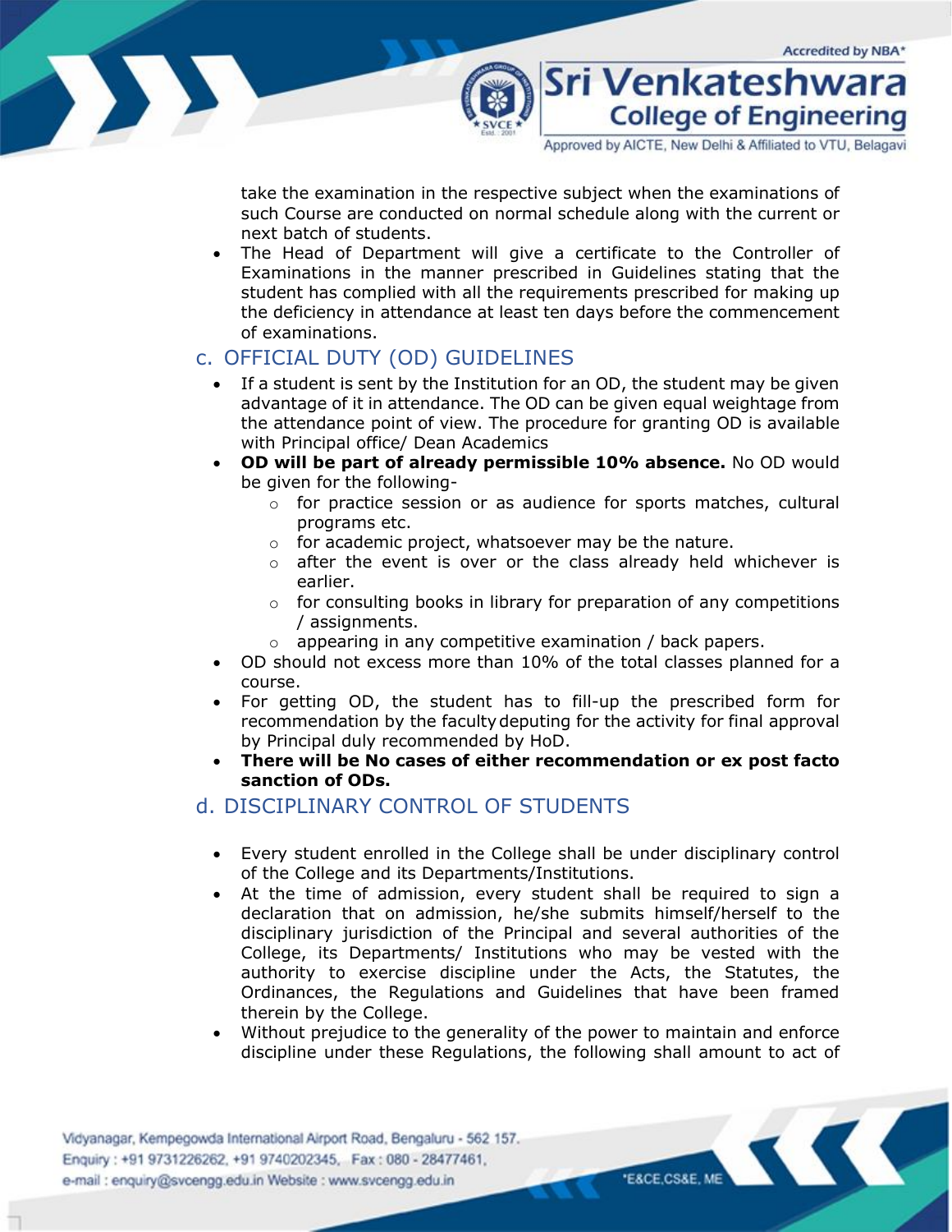take the examination in the respective subject when the examinations of such Course are conducted on normal schedule along with the current or next batch of students.

- The Head of Department will give a certificate to the Controller of Examinations in the manner prescribed in Guidelines stating that the student has complied with all the requirements prescribed for making up the deficiency in attendance at least ten days before the commencement of examinations.

## c. OFFICIAL DUTY (OD) GUIDELINES

- If a student is sent by the Institution for an OD, the student may be given advantage of it in attendance. The OD can be given equal weightage from the attendance point of view. The procedure for granting OD is available with Principal office/ Dean Academics
- **OD will be part of already permissible 10% absence.** No OD would be given for the following-
  - for practice session or as audience for sports matches, cultural programs etc.
  - for academic project, whatsoever may be the nature.
  - after the event is over or the class already held whichever is earlier.
  - for consulting books in library for preparation of any competitions / assignments.
  - appearing in any competitive examination / back papers.
- OD should not excess more than 10% of the total classes planned for a course.
- For getting OD, the student has to fill-up the prescribed form for recommendation by the faculty deputing for the activity for final approval by Principal duly recommended by HoD.
- **There will be No cases of either recommendation or ex post facto sanction of ODs.**

## d. DISCIPLINARY CONTROL OF STUDENTS

- Every student enrolled in the College shall be under disciplinary control of the College and its Departments/Institutions.
- At the time of admission, every student shall be required to sign a declaration that on admission, he/she submits himself/herself to the disciplinary jurisdiction of the Principal and several authorities of the College, its Departments/ Institutions who may be vested with the authority to exercise discipline under the Acts, the Statutes, the Ordinances, the Regulations and Guidelines that have been framed therein by the College.
- Without prejudice to the generality of the power to maintain and enforce discipline under these Regulations, the following shall amount to act of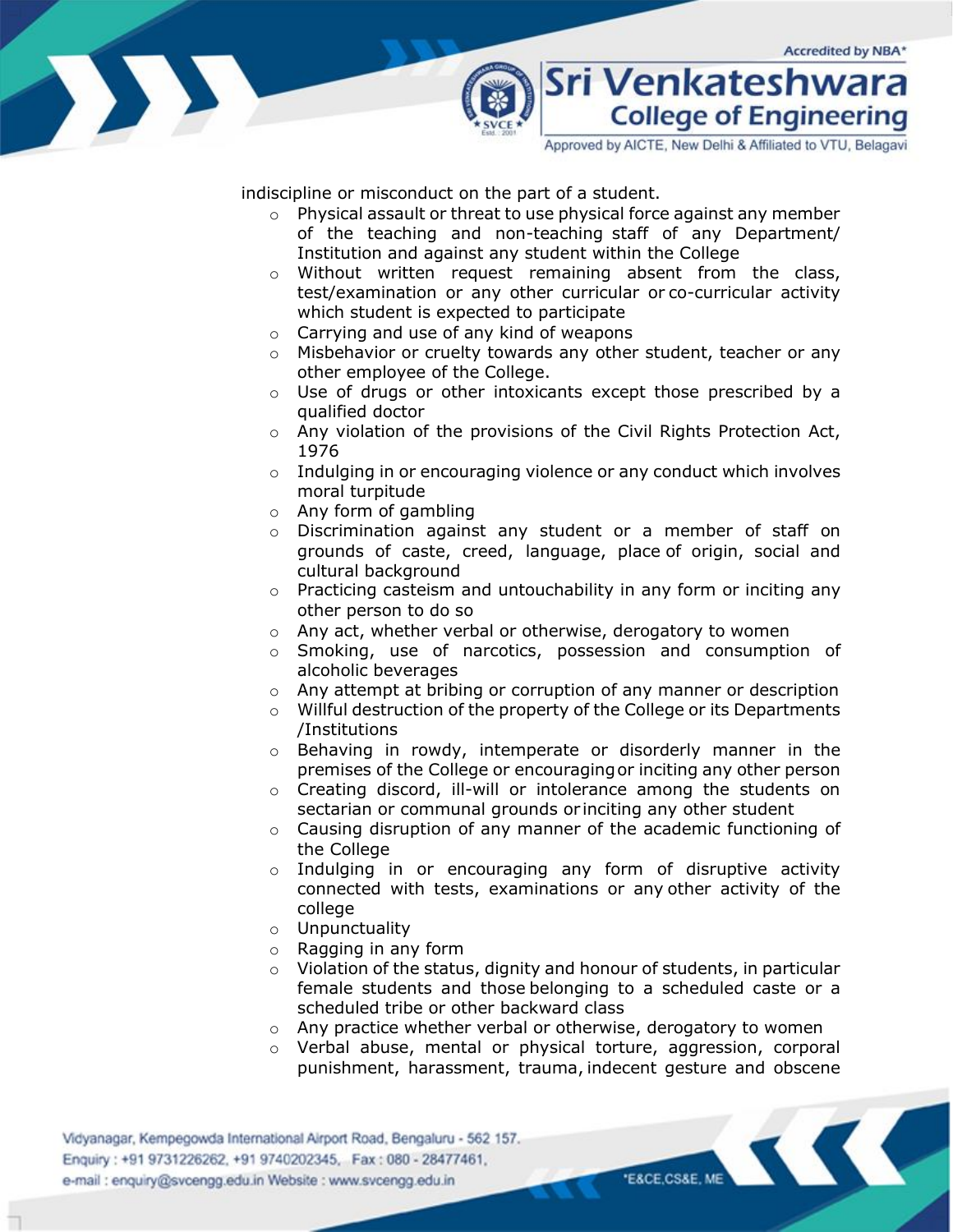indiscipline or misconduct on the part of a student.

- Physical assault or threat to use physical force against any member of the teaching and non-teaching staff of any Department/ Institution and against any student within the College
- Without written request remaining absent from the class, test/examination or any other curricular or co-curricular activity which student is expected to participate
- Carrying and use of any kind of weapons
- Misbehavior or cruelty towards any other student, teacher or any other employee of the College.
- Use of drugs or other intoxicants except those prescribed by a qualified doctor
- Any violation of the provisions of the Civil Rights Protection Act, 1976
- Indulging in or encouraging violence or any conduct which involves moral turpitude
- Any form of gambling
- Discrimination against any student or a member of staff on grounds of caste, creed, language, place of origin, social and cultural background
- Practicing casteism and untouchability in any form or inciting any other person to do so
- Any act, whether verbal or otherwise, derogatory to women
- Smoking, use of narcotics, possession and consumption of alcoholic beverages
- Any attempt at bribing or corruption of any manner or description
- Willful destruction of the property of the College or its Departments /Institutions
- Behaving in rowdy, intemperate or disorderly manner in the premises of the College or encouraging or inciting any other person
- Creating discord, ill-will or intolerance among the students on sectarian or communal grounds or inciting any other student
- Causing disruption of any manner of the academic functioning of the College
- Indulging in or encouraging any form of disruptive activity connected with tests, examinations or any other activity of the college
- Unpunctuality
- Ragging in any form
- Violation of the status, dignity and honour of students, in particular female students and those belonging to a scheduled caste or a scheduled tribe or other backward class
- Any practice whether verbal or otherwise, derogatory to women
- Verbal abuse, mental or physical torture, aggression, corporal punishment, harassment, trauma, indecent gesture and obscene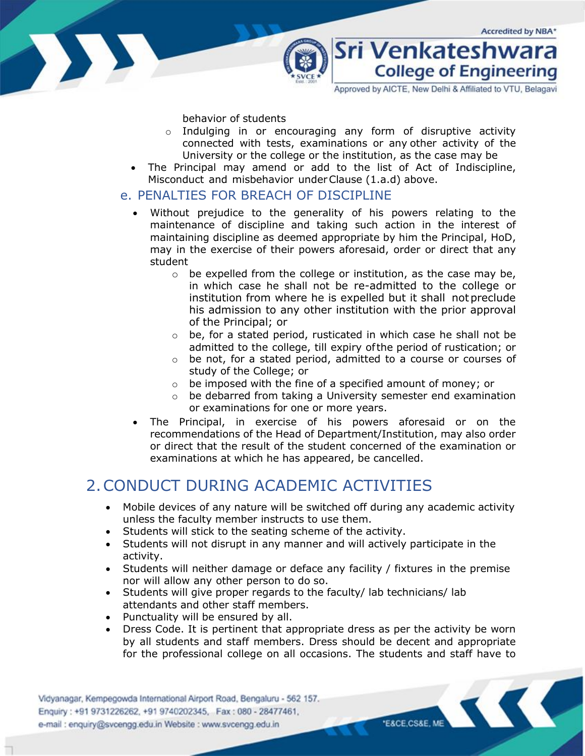behavior of students

  - Indulging in or encouraging any form of disruptive activity connected with tests, examinations or any other activity of the University or the college or the institution, as the case may be
- The Principal may amend or add to the list of Act of Indiscipline, Misconduct and misbehavior under Clause (1.a.d) above.

### e. PENALTIES FOR BREACH OF DISCIPLINE

- Without prejudice to the generality of his powers relating to the maintenance of discipline and taking such action in the interest of maintaining discipline as deemed appropriate by him the Principal, HoD, may in the exercise of their powers aforesaid, order or direct that any student
  - be expelled from the college or institution, as the case may be, in which case he shall not be re-admitted to the college or institution from where he is expelled but it shall not preclude his admission to any other institution with the prior approval of the Principal; or
  - be, for a stated period, rusticated in which case he shall not be admitted to the college, till expiry of the period of rustication; or
  - be not, for a stated period, admitted to a course or courses of study of the College; or
  - be imposed with the fine of a specified amount of money; or
  - be debarred from taking a University semester end examination or examinations for one or more years.
- The Principal, in exercise of his powers aforesaid or on the recommendations of the Head of Department/Institution, may also order or direct that the result of the student concerned of the examination or examinations at which he has appeared, be cancelled.

## 2. CONDUCT DURING ACADEMIC ACTIVITIES

- Mobile devices of any nature will be switched off during any academic activity unless the faculty member instructs to use them.
- Students will stick to the seating scheme of the activity.
- Students will not disrupt in any manner and will actively participate in the activity.
- Students will neither damage or deface any facility / fixtures in the premise nor will allow any other person to do so.
- Students will give proper regards to the faculty/ lab technicians/ lab attendants and other staff members.
- Punctuality will be ensured by all.
- Dress Code. It is pertinent that appropriate dress as per the activity be worn by all students and staff members. Dress should be decent and appropriate for the professional college on all occasions. The students and staff have to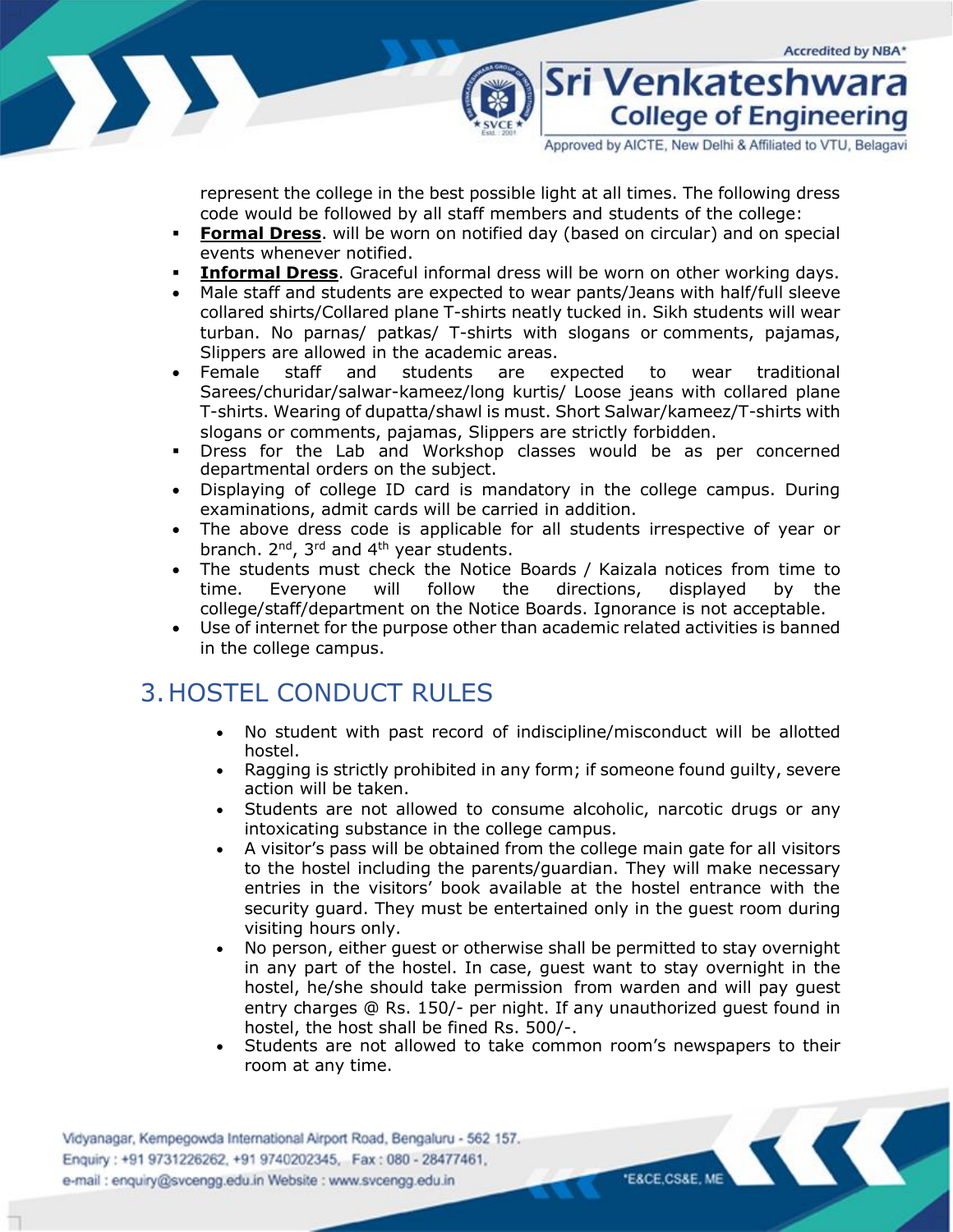represent the college in the best possible light at all times. The following dress code would be followed by all staff members and students of the college:

- **Formal Dress**. will be worn on notified day (based on circular) and on special events whenever notified.
- **Informal Dress**. Graceful informal dress will be worn on other working days.
- Male staff and students are expected to wear pants/Jeans with half/full sleeve collared shirts/Collared plane T-shirts neatly tucked in. Sikh students will wear turban. No parnas/ patkas/ T-shirts with slogans or comments, pajamas, Slippers are allowed in the academic areas.
- Female staff and students are expected to wear traditional Sarees/churidar/salwar-kameez/long kurtis/ Loose jeans with collared plane T-shirts. Wearing of dupatta/shawl is must. Short Salwar/kameez/T-shirts with slogans or comments, pajamas, Slippers are strictly forbidden.
- Dress for the Lab and Workshop classes would be as per concerned departmental orders on the subject.
- Displaying of college ID card is mandatory in the college campus. During examinations, admit cards will be carried in addition.
- The above dress code is applicable for all students irrespective of year or branch. 2nd, 3rd and 4th year students.
- The students must check the Notice Boards / Kaizala notices from time to time. Everyone will follow the directions, displayed by the college/staff/department on the Notice Boards. Ignorance is not acceptable.
- Use of internet for the purpose other than academic related activities is banned in the college campus.

## 3. HOSTEL CONDUCT RULES

- No student with past record of indiscipline/misconduct will be allotted hostel.
- Ragging is strictly prohibited in any form; if someone found guilty, severe action will be taken.
- Students are not allowed to consume alcoholic, narcotic drugs or any intoxicating substance in the college campus.
- A visitor's pass will be obtained from the college main gate for all visitors to the hostel including the parents/guardian. They will make necessary entries in the visitors' book available at the hostel entrance with the security guard. They must be entertained only in the guest room during visiting hours only.
- No person, either guest or otherwise shall be permitted to stay overnight in any part of the hostel. In case, guest want to stay overnight in the hostel, he/she should take permission from warden and will pay guest entry charges @ Rs. 150/- per night. If any unauthorized guest found in hostel, the host shall be fined Rs. 500/-.
- Students are not allowed to take common room's newspapers to their room at any time.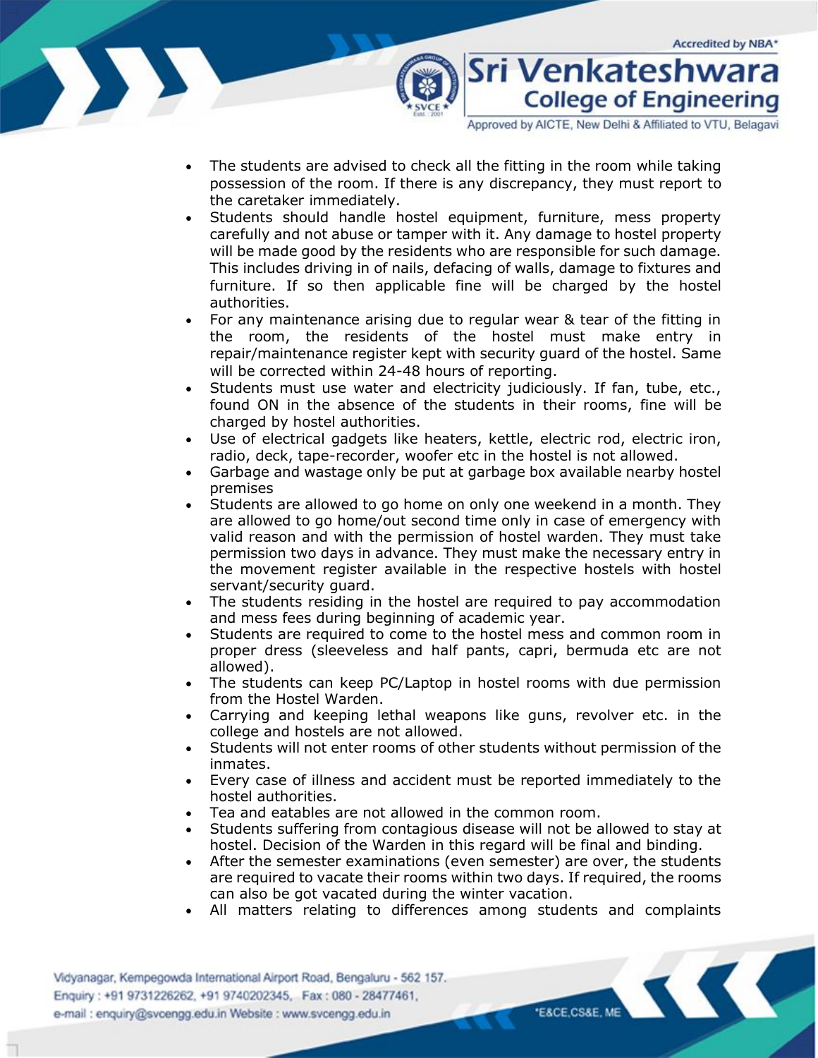- The students are advised to check all the fitting in the room while taking possession of the room. If there is any discrepancy, they must report to the caretaker immediately.
- Students should handle hostel equipment, furniture, mess property carefully and not abuse or tamper with it. Any damage to hostel property will be made good by the residents who are responsible for such damage. This includes driving in of nails, defacing of walls, damage to fixtures and furniture. If so then applicable fine will be charged by the hostel authorities.
- For any maintenance arising due to regular wear & tear of the fitting in the room, the residents of the hostel must make entry in repair/maintenance register kept with security guard of the hostel. Same will be corrected within 24-48 hours of reporting.
- Students must use water and electricity judiciously. If fan, tube, etc., found ON in the absence of the students in their rooms, fine will be charged by hostel authorities.
- Use of electrical gadgets like heaters, kettle, electric rod, electric iron, radio, deck, tape-recorder, woofer etc in the hostel is not allowed.
- Garbage and wastage only be put at garbage box available nearby hostel premises
- Students are allowed to go home on only one weekend in a month. They are allowed to go home/out second time only in case of emergency with valid reason and with the permission of hostel warden. They must take permission two days in advance. They must make the necessary entry in the movement register available in the respective hostels with hostel servant/security guard.
- The students residing in the hostel are required to pay accommodation and mess fees during beginning of academic year.
- Students are required to come to the hostel mess and common room in proper dress (sleeveless and half pants, capri, bermuda etc are not allowed).
- The students can keep PC/Laptop in hostel rooms with due permission from the Hostel Warden.
- Carrying and keeping lethal weapons like guns, revolver etc. in the college and hostels are not allowed.
- Students will not enter rooms of other students without permission of the inmates.
- Every case of illness and accident must be reported immediately to the hostel authorities.
- Tea and eatables are not allowed in the common room.
- Students suffering from contagious disease will not be allowed to stay at hostel. Decision of the Warden in this regard will be final and binding.
- After the semester examinations (even semester) are over, the students are required to vacate their rooms within two days. If required, the rooms can also be got vacated during the winter vacation.
- All matters relating to differences among students and complaints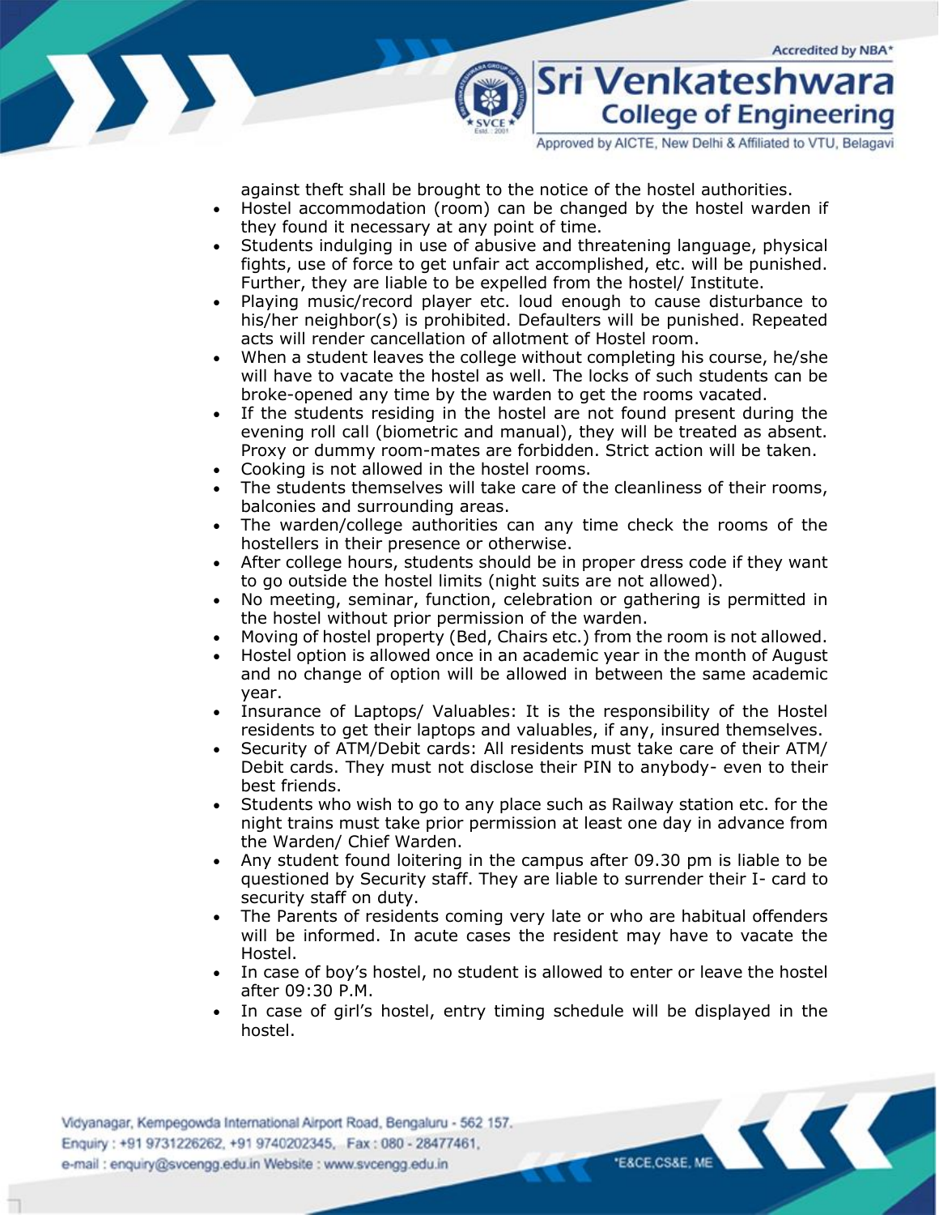against theft shall be brought to the notice of the hostel authorities.

- Hostel accommodation (room) can be changed by the hostel warden if they found it necessary at any point of time.
- Students indulging in use of abusive and threatening language, physical fights, use of force to get unfair act accomplished, etc. will be punished. Further, they are liable to be expelled from the hostel/ Institute.
- Playing music/record player etc. loud enough to cause disturbance to his/her neighbor(s) is prohibited. Defaulters will be punished. Repeated acts will render cancellation of allotment of Hostel room.
- When a student leaves the college without completing his course, he/she will have to vacate the hostel as well. The locks of such students can be broke-opened any time by the warden to get the rooms vacated.
- If the students residing in the hostel are not found present during the evening roll call (biometric and manual), they will be treated as absent. Proxy or dummy room-mates are forbidden. Strict action will be taken.
- Cooking is not allowed in the hostel rooms.
- The students themselves will take care of the cleanliness of their rooms, balconies and surrounding areas.
- The warden/college authorities can any time check the rooms of the hostellers in their presence or otherwise.
- After college hours, students should be in proper dress code if they want to go outside the hostel limits (night suits are not allowed).
- No meeting, seminar, function, celebration or gathering is permitted in the hostel without prior permission of the warden.
- Moving of hostel property (Bed, Chairs etc.) from the room is not allowed.
- Hostel option is allowed once in an academic year in the month of August and no change of option will be allowed in between the same academic year.
- Insurance of Laptops/ Valuables: It is the responsibility of the Hostel residents to get their laptops and valuables, if any, insured themselves.
- Security of ATM/Debit cards: All residents must take care of their ATM/ Debit cards. They must not disclose their PIN to anybody- even to their best friends.
- Students who wish to go to any place such as Railway station etc. for the night trains must take prior permission at least one day in advance from the Warden/ Chief Warden.
- Any student found loitering in the campus after 09.30 pm is liable to be questioned by Security staff. They are liable to surrender their I- card to security staff on duty.
- The Parents of residents coming very late or who are habitual offenders will be informed. In acute cases the resident may have to vacate the Hostel.
- In case of boy's hostel, no student is allowed to enter or leave the hostel after 09:30 P.M.
- In case of girl's hostel, entry timing schedule will be displayed in the hostel.